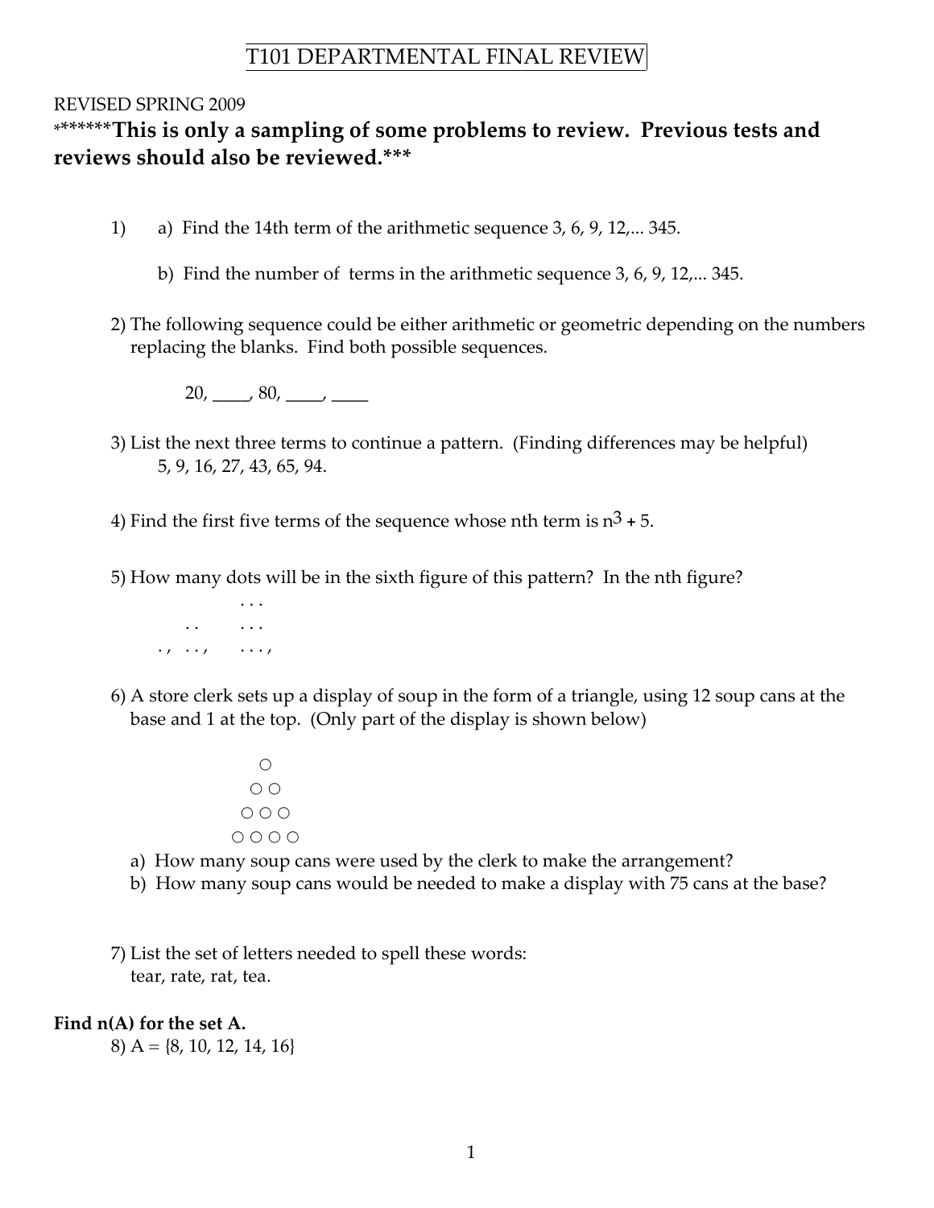// T101 DEPARTMENTAL FINAL REVIEW

REVISED SPRING 2009

**\*\*\*\*\*\*\*This is only a sampling of some problems to review. Previous tests and reviews should also be reviewed.\*\*\***

1) a) Find the 14th term of the arithmetic sequence 3, 6, 9, 12,... 345.

   b) Find the number of terms in the arithmetic sequence 3, 6, 9, 12,... 345.

2) The following sequence could be either arithmetic or geometric depending on the numbers replacing the blanks. Find both possible sequences.

   20, ____, 80, ____, ____

3) List the next three terms to continue a pattern. (Finding differences may be helpful)
   5, 9, 16, 27, 43, 65, 94.

4) Find the first five terms of the sequence whose nth term is $n^3 + 5$.

5) How many dots will be in the sixth figure of this pattern? In the nth figure?

```
              . . .
       . .    . . .
 . ,   . . ,  . . . ,
```

6) A store clerk sets up a display of soup in the form of a triangle, using 12 soup cans at the base and 1 at the top. (Only part of the display is shown below)

```
      ○
     ○ ○
    ○ ○ ○
   ○ ○ ○ ○
```

   a) How many soup cans were used by the clerk to make the arrangement?
   b) How many soup cans would be needed to make a display with 75 cans at the base?

7) List the set of letters needed to spell these words:
   tear, rate, rat, tea.

**Find n(A) for the set A.**

8) A = {8, 10, 12, 14, 16}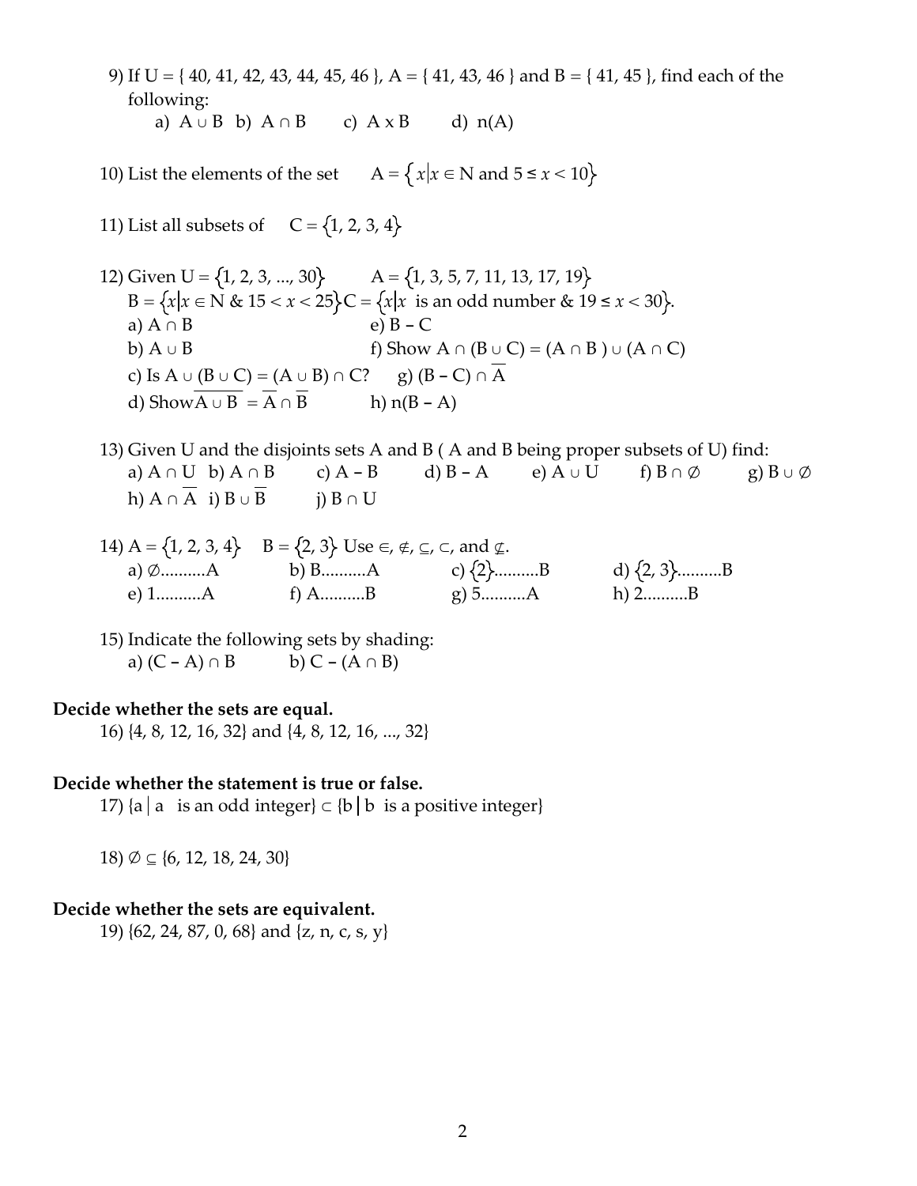9) If U = { 40, 41, 42, 43, 44, 45, 46 }, A = { 41, 43, 46 } and B = { 41, 45 }, find each of the following:

a) $A \cup B$ b) $A \cap B$ c) $A \times B$ d) $n(A)$

10) List the elements of the set $A = \{x | x \in N \text{ and } 5 \leq x < 10\}$

11) List all subsets of $C = \{1, 2, 3, 4\}$

12) Given $U = \{1, 2, 3, ..., 30\}$ $A = \{1, 3, 5, 7, 11, 13, 17, 19\}$
$B = \{x | x \in N \text{ \& } 15 < x < 25\}$ $C = \{x | x \text{ is an odd number \& } 19 \leq x < 30\}$.

a) $A \cap B$
b) $A \cup B$
c) Is $A \cup (B \cup C) = (A \cup B) \cap C$?
d) Show $\overline{A \cup B} = \overline{A} \cap \overline{B}$
e) $B - C$
f) Show $A \cap (B \cup C) = (A \cap B) \cup (A \cap C)$
g) $(B - C) \cap \overline{A}$
h) $n(B - A)$

13) Given U and the disjoints sets A and B ( A and B being proper subsets of U) find:

a) $A \cap U$ b) $A \cap B$ c) $A - B$ d) $B - A$ e) $A \cup U$ f) $B \cap \emptyset$ g) $B \cup \emptyset$
h) $A \cap \overline{A}$ i) $B \cup \overline{B}$ j) $B \cap U$

14) $A = \{1, 2, 3, 4\}$ $B = \{2, 3\}$ Use $\in$, $\notin$, $\subseteq$, $\subset$, and $\not\subset$.

a) $\emptyset$..........A
b) B..........A
c) $\{2\}$..........B
d) $\{2, 3\}$..........B
e) 1..........A
f) A..........B
g) 5..........A
h) 2..........B

15) Indicate the following sets by shading:

a) $(C - A) \cap B$ b) $C - (A \cap B)$

**Decide whether the sets are equal.**

16) {4, 8, 12, 16, 32} and {4, 8, 12, 16, ..., 32}

**Decide whether the statement is true or false.**

17) $\{a \mid a \text{ is an odd integer}\} \subset \{b \mid b \text{ is a positive integer}\}$

18) $\emptyset \subseteq \{6, 12, 18, 24, 30\}$

**Decide whether the sets are equivalent.**

19) {62, 24, 87, 0, 68} and {z, n, c, s, y}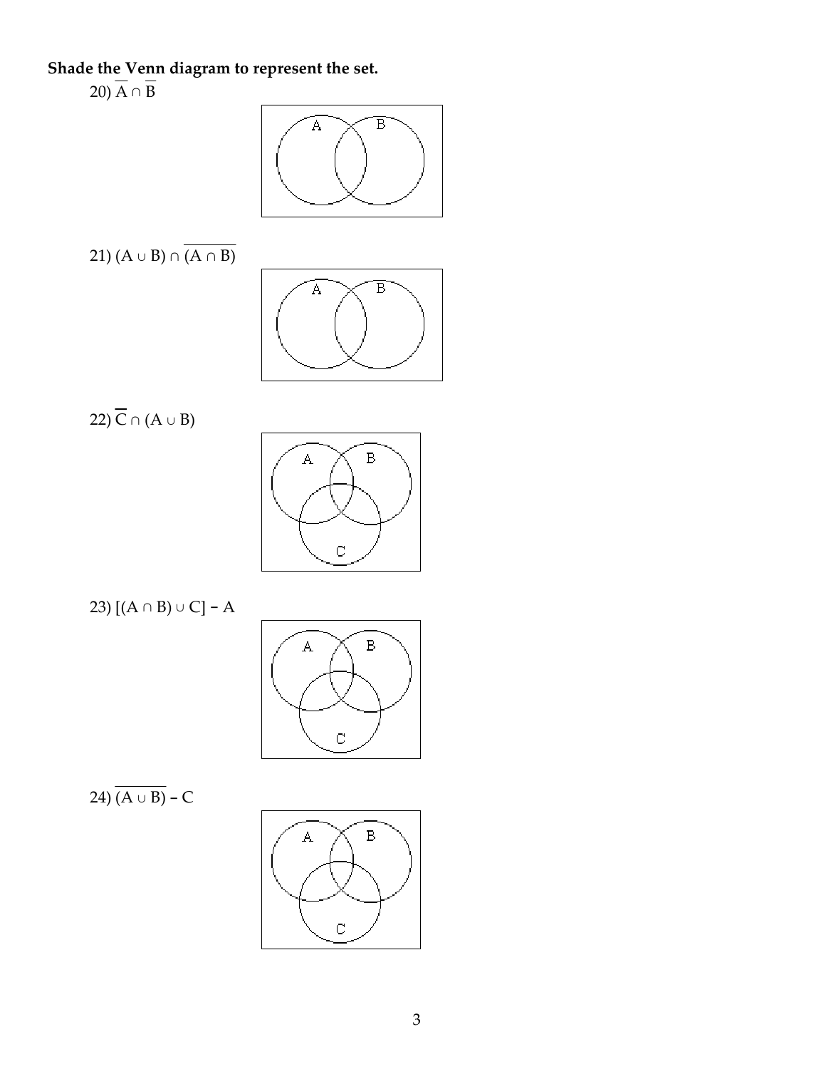**Shade the Venn diagram to represent the set.**

20) $\overline{A} \cap \overline{B}$

21) $(A \cup B) \cap \overline{(A \cap B)}$

22) $\overline{C} \cap (A \cup B)$

23) $[(A \cap B) \cup C] - A$

24) $\overline{(A \cup B)} - C$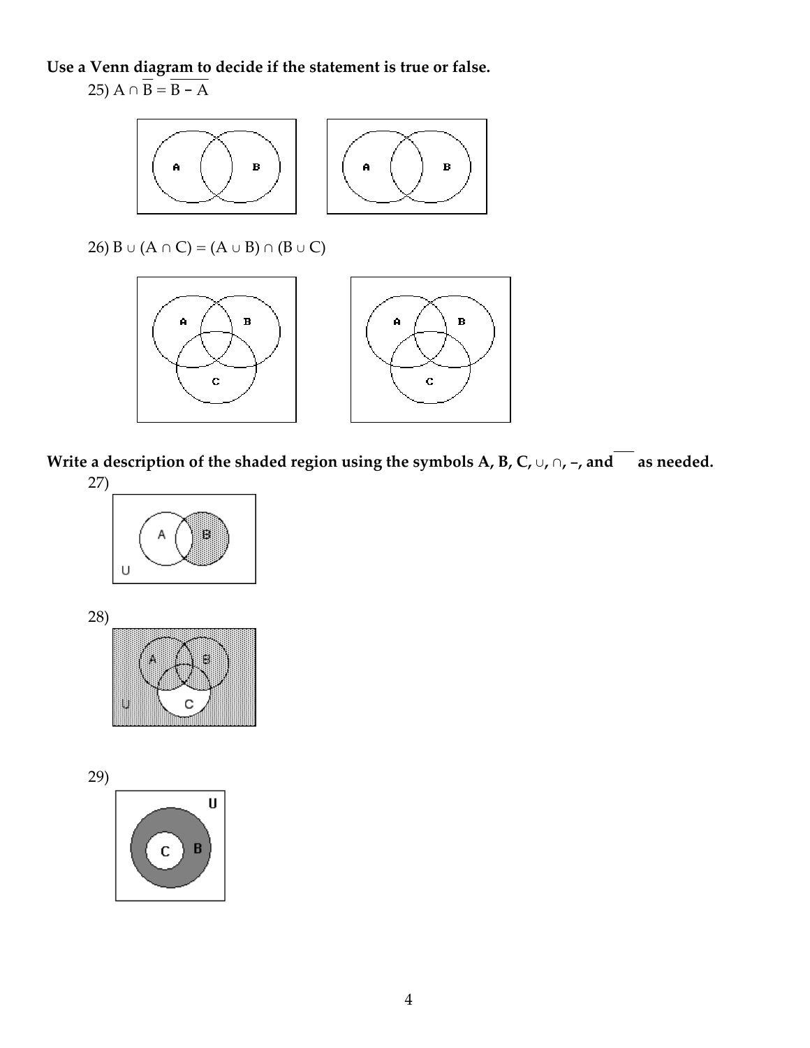**Use a Venn diagram to decide if the statement is true or false.**

25) $A \cap \overline{B} = \overline{B - A}$

26) $B \cup (A \cap C) = (A \cup B) \cap (B \cup C)$

**Write a description of the shaded region using the symbols A, B, C, ∪, ∩, –, and $\overline{\quad}$ as needed.**

27)

28)

29)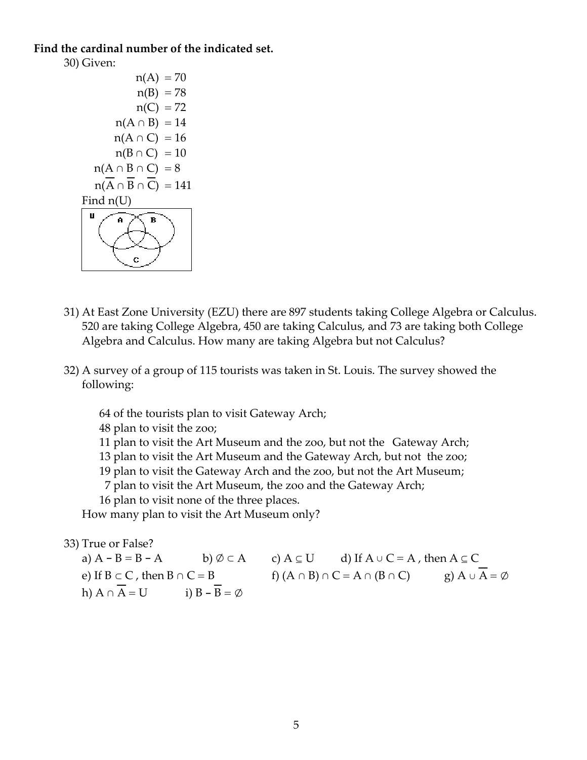**Find the cardinal number of the indicated set.**

30) Given:

$$n(A) = 70$$
$$n(B) = 78$$
$$n(C) = 72$$
$$n(A \cap B) = 14$$
$$n(A \cap C) = 16$$
$$n(B \cap C) = 10$$
$$n(A \cap B \cap C) = 8$$
$$n(\overline{A} \cap \overline{B} \cap \overline{C}) = 141$$

Find $n(U)$

31) At East Zone University (EZU) there are 897 students taking College Algebra or Calculus. 520 are taking College Algebra, 450 are taking Calculus, and 73 are taking both College Algebra and Calculus. How many are taking Algebra but not Calculus?

32) A survey of a group of 115 tourists was taken in St. Louis. The survey showed the following:

64 of the tourists plan to visit Gateway Arch;
48 plan to visit the zoo;
11 plan to visit the Art Museum and the zoo, but not the Gateway Arch;
13 plan to visit the Art Museum and the Gateway Arch, but not the zoo;
19 plan to visit the Gateway Arch and the zoo, but not the Art Museum;
7 plan to visit the Art Museum, the zoo and the Gateway Arch;
16 plan to visit none of the three places.

How many plan to visit the Art Museum only?

33) True or False?

a) $A - B = B - A$ b) $\emptyset \subset A$ c) $A \subseteq U$ d) If $A \cup C = A$, then $A \subseteq C$

e) If $B \subset C$, then $B \cap C = B$ f) $(A \cap B) \cap C = A \cap (B \cap C)$ g) $A \cup \overline{A} = \emptyset$

h) $A \cap \overline{A} = U$ i) $B - \overline{B} = \emptyset$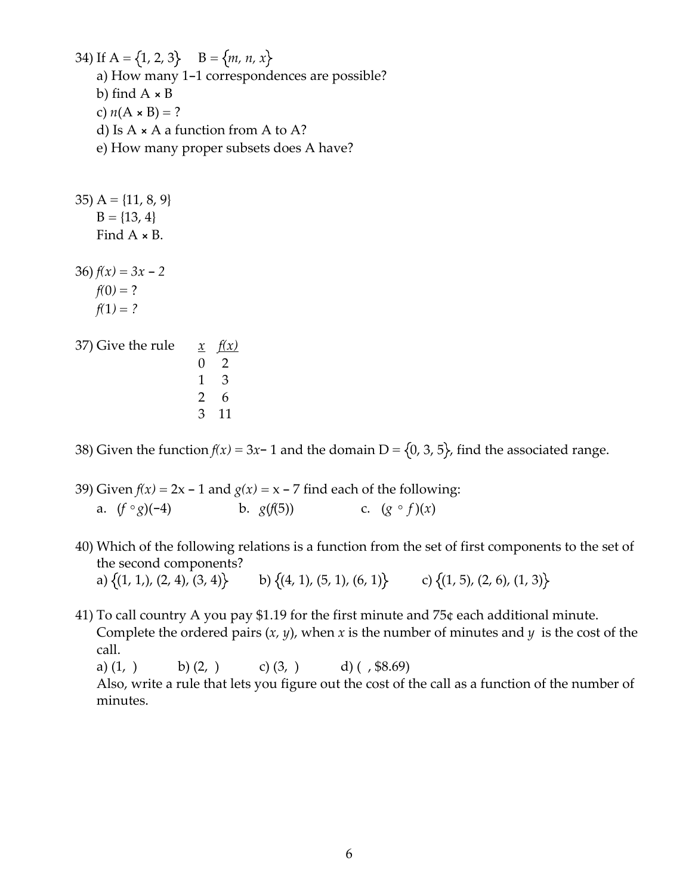34) If A = $\{1, 2, 3\}$ B = $\{m, n, x\}$

a) How many 1–1 correspondences are possible?

b) find A × B

c) $n(A \times B) = ?$

d) Is A × A a function from A to A?

e) How many proper subsets does A have?

35) A = {11, 8, 9}

B = {13, 4}

Find A × B.

36) $f(x) = 3x - 2$

$f(0) = ?$

$f(1) = ?$

37) Give the rule

| $x$ | $f(x)$ |
|---|---|
| 0 | 2 |
| 1 | 3 |
| 2 | 6 |
| 3 | 11 |

38) Given the function $f(x) = 3x - 1$ and the domain D = $\{0, 3, 5\}$, find the associated range.

39) Given $f(x) = 2x - 1$ and $g(x) = x - 7$ find each of the following:

a. $(f \circ g)(-4)$ b. $g(f(5))$ c. $(g \circ f)(x)$

40) Which of the following relations is a function from the set of first components to the set of the second components?

a) $\{(1, 1,), (2, 4), (3, 4)\}$ b) $\{(4, 1), (5, 1), (6, 1)\}$ c) $\{(1, 5), (2, 6), (1, 3)\}$

41) To call country A you pay $1.19 for the first minute and 75¢ each additional minute. Complete the ordered pairs $(x, y)$, when $x$ is the number of minutes and $y$ is the cost of the call.

a) (1, ) b) (2, ) c) (3, ) d) ( , $8.69)

Also, write a rule that lets you figure out the cost of the call as a function of the number of minutes.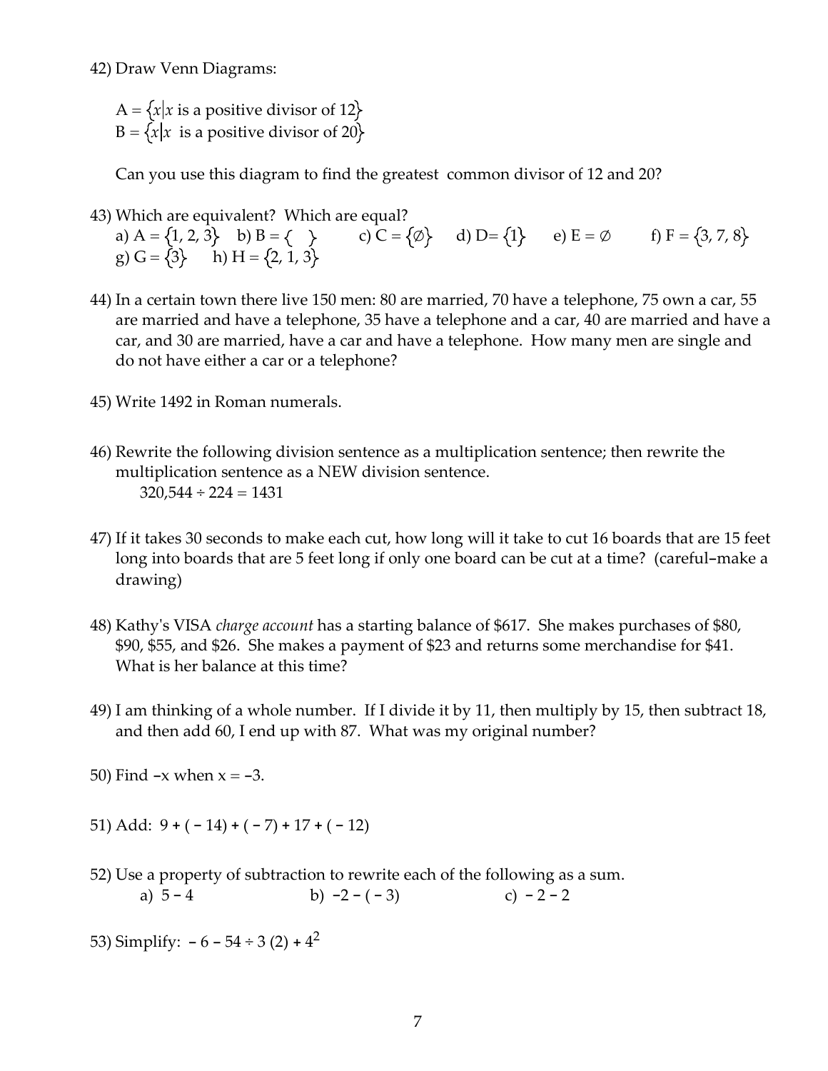42) Draw Venn Diagrams:

$A = \{x | x \text{ is a positive divisor of } 12\}$
$B = \{x | x \text{ is a positive divisor of } 20\}$

Can you use this diagram to find the greatest common divisor of 12 and 20?

43) Which are equivalent? Which are equal?
a) $A = \{1, 2, 3\}$ b) $B = \{ \ \}$ c) $C = \{\varnothing\}$ d) $D = \{1\}$ e) $E = \varnothing$ f) $F = \{3, 7, 8\}$
g) $G = \{3\}$ h) $H = \{2, 1, 3\}$

44) In a certain town there live 150 men: 80 are married, 70 have a telephone, 75 own a car, 55 are married and have a telephone, 35 have a telephone and a car, 40 are married and have a car, and 30 are married, have a car and have a telephone. How many men are single and do not have either a car or a telephone?

45) Write 1492 in Roman numerals.

46) Rewrite the following division sentence as a multiplication sentence; then rewrite the multiplication sentence as a NEW division sentence.
$320{,}544 \div 224 = 1431$

47) If it takes 30 seconds to make each cut, how long will it take to cut 16 boards that are 15 feet long into boards that are 5 feet long if only one board can be cut at a time? (careful–make a drawing)

48) Kathy's VISA *charge account* has a starting balance of $617. She makes purchases of $80, $90, $55, and $26. She makes a payment of $23 and returns some merchandise for $41. What is her balance at this time?

49) I am thinking of a whole number. If I divide it by 11, then multiply by 15, then subtract 18, and then add 60, I end up with 87. What was my original number?

50) Find $-x$ when $x = -3$.

51) Add: $9 + (-14) + (-7) + 17 + (-12)$

52) Use a property of subtraction to rewrite each of the following as a sum.
a) $5 - 4$ b) $-2 - (-3)$ c) $-2 - 2$

53) Simplify: $-6 - 54 \div 3\,(2) + 4^2$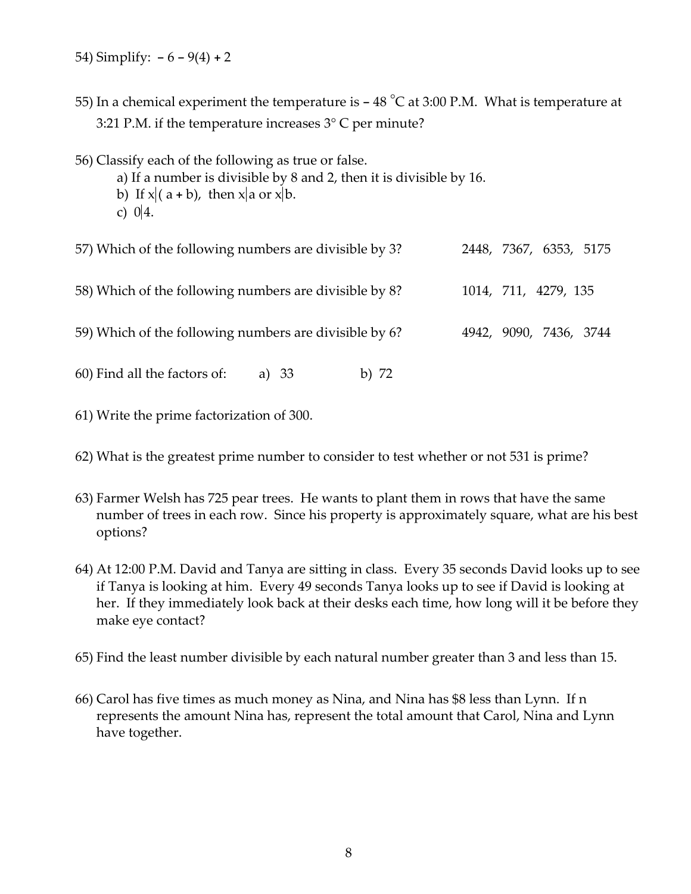54) Simplify: $-6 - 9(4) + 2$

55) In a chemical experiment the temperature is $-48\ ^\circ$C at 3:00 P.M. What is temperature at 3:21 P.M. if the temperature increases 3° C per minute?

56) Classify each of the following as true or false.

a) If a number is divisible by 8 and 2, then it is divisible by 16.

b) If $x|(a + b)$, then $x|a$ or $x|b$.

c) $0|4$.

57) Which of the following numbers are divisible by 3? 2448, 7367, 6353, 5175

58) Which of the following numbers are divisible by 8? 1014, 711, 4279, 135

59) Which of the following numbers are divisible by 6? 4942, 9090, 7436, 3744

60) Find all the factors of: a) 33 b) 72

61) Write the prime factorization of 300.

62) What is the greatest prime number to consider to test whether or not 531 is prime?

63) Farmer Welsh has 725 pear trees. He wants to plant them in rows that have the same number of trees in each row. Since his property is approximately square, what are his best options?

64) At 12:00 P.M. David and Tanya are sitting in class. Every 35 seconds David looks up to see if Tanya is looking at him. Every 49 seconds Tanya looks up to see if David is looking at her. If they immediately look back at their desks each time, how long will it be before they make eye contact?

65) Find the least number divisible by each natural number greater than 3 and less than 15.

66) Carol has five times as much money as Nina, and Nina has \$8 less than Lynn. If n represents the amount Nina has, represent the total amount that Carol, Nina and Lynn have together.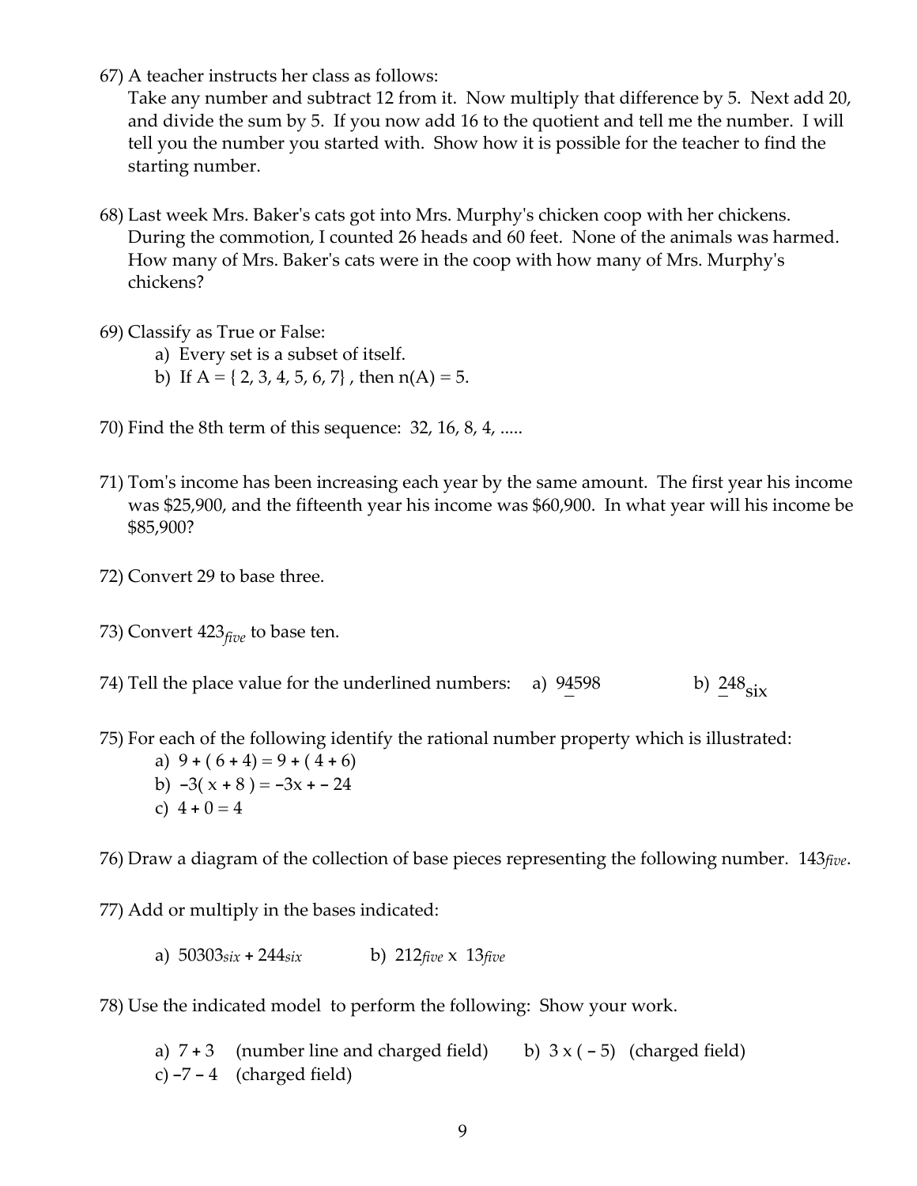67) A teacher instructs her class as follows:
Take any number and subtract 12 from it. Now multiply that difference by 5. Next add 20, and divide the sum by 5. If you now add 16 to the quotient and tell me the number. I will tell you the number you started with. Show how it is possible for the teacher to find the starting number.

68) Last week Mrs. Baker's cats got into Mrs. Murphy's chicken coop with her chickens. During the commotion, I counted 26 heads and 60 feet. None of the animals was harmed. How many of Mrs. Baker's cats were in the coop with how many of Mrs. Murphy's chickens?

69) Classify as True or False:
   a) Every set is a subset of itself.
   b) If A = { 2, 3, 4, 5, 6, 7} , then n(A) = 5.

70) Find the 8th term of this sequence: 32, 16, 8, 4, .....

71) Tom's income has been increasing each year by the same amount. The first year his income was $25,900, and the fifteenth year his income was $60,900. In what year will his income be $85,900?

72) Convert 29 to base three.

73) Convert $423_{five}$ to base ten.

74) Tell the place value for the underlined numbers: a) 9<u>4</u>598 b) $\underline{2}48_{six}$

75) For each of the following identify the rational number property which is illustrated:
   a) 9 + ( 6 + 4) = 9 + ( 4 + 6)
   b) $-3( x + 8 ) = -3x + -24$
   c) 4 + 0 = 4

76) Draw a diagram of the collection of base pieces representing the following number. $143_{five}$.

77) Add or multiply in the bases indicated:

   a) $50303_{six} + 244_{six}$ b) $212_{five} \times 13_{five}$

78) Use the indicated model to perform the following: Show your work.

   a) 7 + 3 (number line and charged field) b) 3 x ( – 5) (charged field)
   c) –7 – 4 (charged field)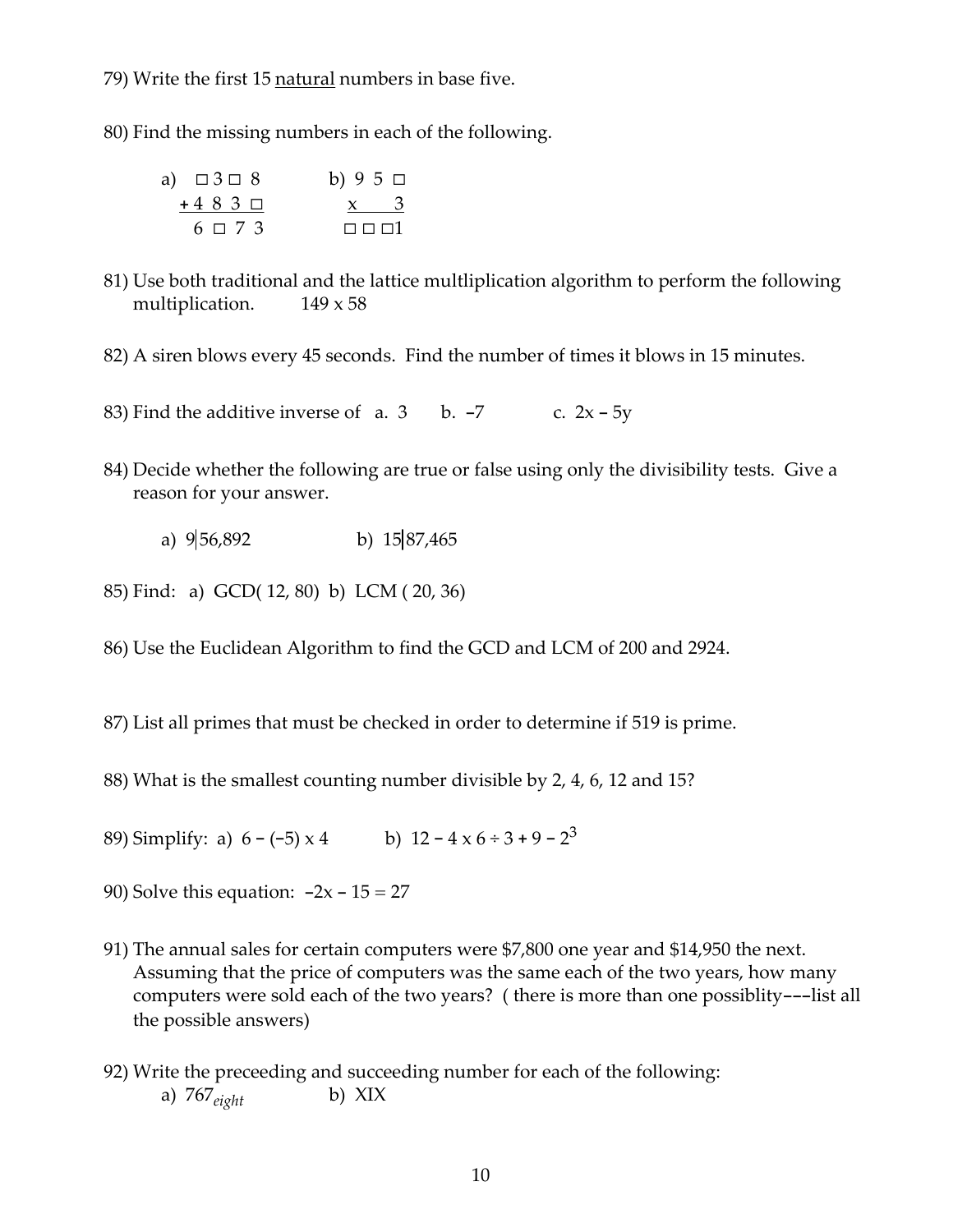79) Write the first 15 natural numbers in base five.

80) Find the missing numbers in each of the following.

a)
```
  □ 3 □ 8
+ 4 8 3 □
  6 □ 7 3
```

b)
```
  9 5 □
x     3
  □ □ □ 1
```

81) Use both traditional and the lattice multliplication algorithm to perform the following multiplication. 149 x 58

82) A siren blows every 45 seconds. Find the number of times it blows in 15 minutes.

83) Find the additive inverse of a. 3 b. −7 c. $2x - 5y$

84) Decide whether the following are true or false using only the divisibility tests. Give a reason for your answer.

a) $9 \mid 56{,}892$ b) $15 \mid 87{,}465$

85) Find: a) GCD( 12, 80) b) LCM ( 20, 36)

86) Use the Euclidean Algorithm to find the GCD and LCM of 200 and 2924.

87) List all primes that must be checked in order to determine if 519 is prime.

88) What is the smallest counting number divisible by 2, 4, 6, 12 and 15?

89) Simplify: a) $6 - (-5) \times 4$ b) $12 - 4 \times 6 \div 3 + 9 - 2^3$

90) Solve this equation: $-2x - 15 = 27$

91) The annual sales for certain computers were $7,800 one year and $14,950 the next. Assuming that the price of computers was the same each of the two years, how many computers were sold each of the two years? ( there is more than one possiblity---list all the possible answers)

92) Write the preceeding and succeeding number for each of the following:

a) $767_{eight}$ b) XIX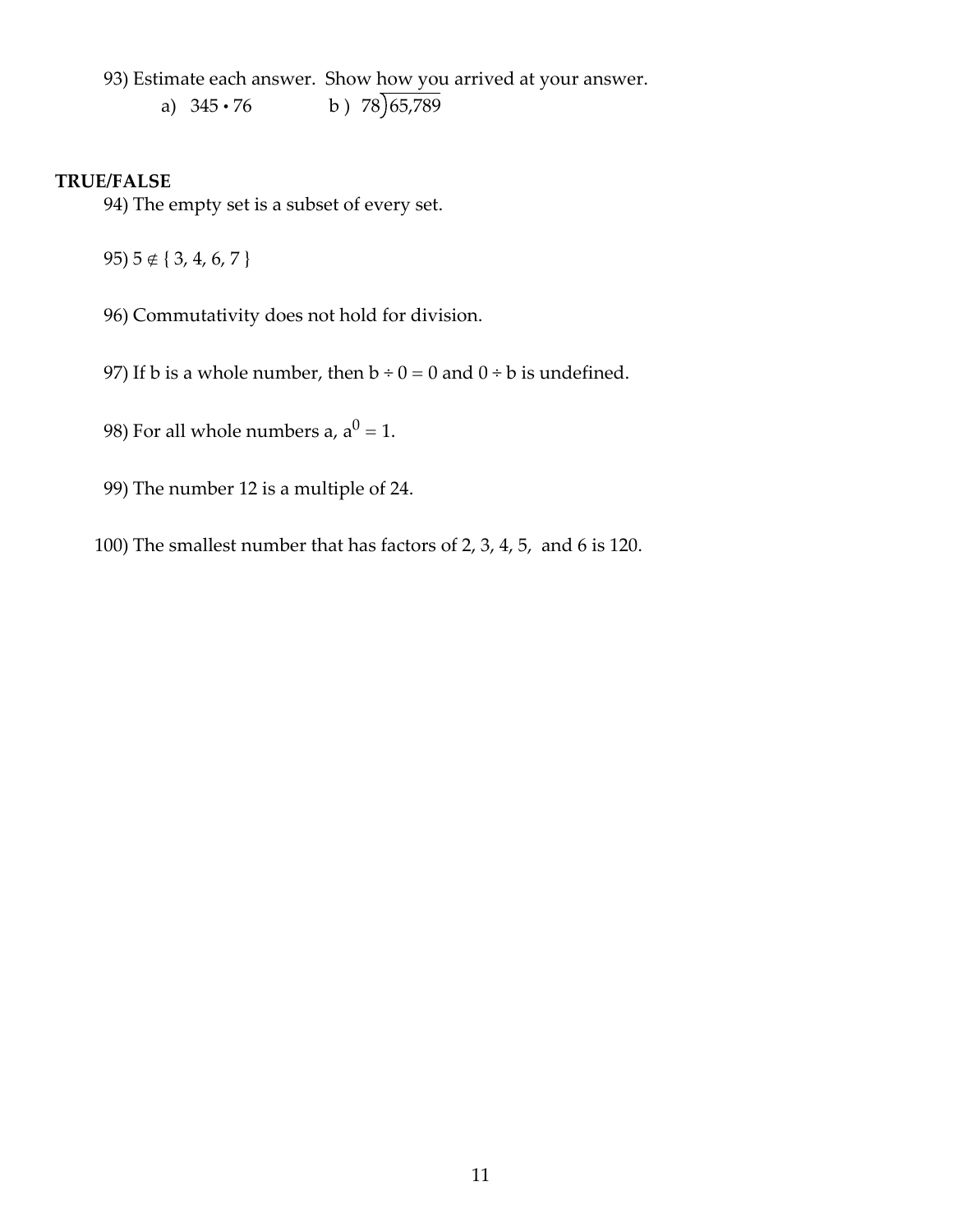93) Estimate each answer. Show how you arrived at your answer.

a) $345 \cdot 76$  b) $78\overline{)65{,}789}$

**TRUE/FALSE**

94) The empty set is a subset of every set.

95) $5 \notin \{ 3, 4, 6, 7 \}$

96) Commutativity does not hold for division.

97) If b is a whole number, then $b \div 0 = 0$ and $0 \div b$ is undefined.

98) For all whole numbers a, $a^0 = 1$.

99) The number 12 is a multiple of 24.

100) The smallest number that has factors of 2, 3, 4, 5, and 6 is 120.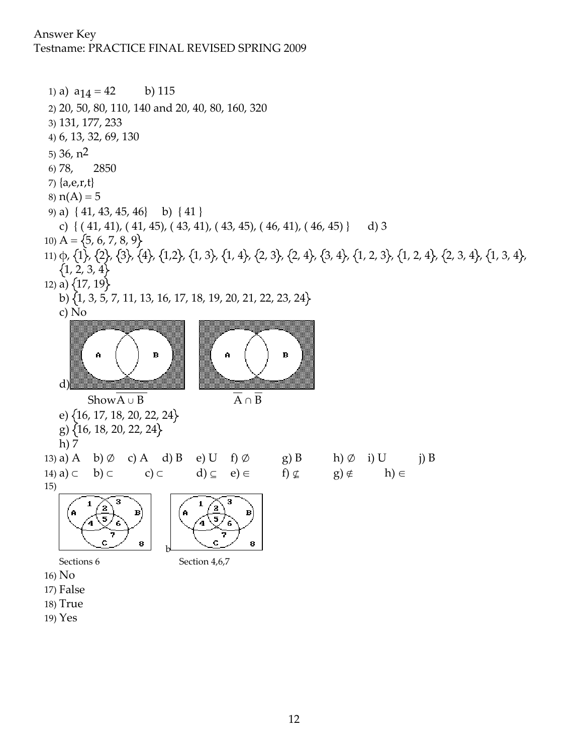Answer Key
Testname: PRACTICE FINAL REVISED SPRING 2009

1) a) $a_{14} = 42$ b) 115

2) 20, 50, 80, 110, 140 and 20, 40, 80, 160, 320

3) 131, 177, 233

4) 6, 13, 32, 69, 130

5) 36, $n^2$

6) 78, 2850

7) {a,e,r,t}

8) $n(A) = 5$

9) a) { 41, 43, 45, 46} b) { 41 }
   c) { ( 41, 41), ( 41, 45), ( 43, 41), ( 43, 45), ( 46, 41), ( 46, 45) } d) 3

10) $A = \{5, 6, 7, 8, 9\}$

11) $\phi$, {1}, {2}, {3}, {4}, {1,2}, {1, 3}, {1, 4}, {2, 3}, {2, 4}, {3, 4}, {1, 2, 3}, {1, 2, 4}, {2, 3, 4}, {1, 3, 4}, {1, 2, 3, 4}

12) a) {17, 19}
   b) {1, 3, 5, 7, 11, 13, 16, 17, 18, 19, 20, 21, 22, 23, 24}
   c) No
   d)

   Show $\overline{A \cup B}$ $\quad\quad$ $\overline{A} \cap \overline{B}$

   e) {16, 17, 18, 20, 22, 24}
   g) {16, 18, 20, 22, 24}
   h) 7

13) a) A b) $\varnothing$ c) A d) B e) U f) $\varnothing$ g) B h) $\varnothing$ i) U j) B

14) a) $\subset$ b) $\subset$ c) $\subset$ d) $\subseteq$ e) $\in$ f) $\not\subseteq$ g) $\notin$ h) $\in$

15)

   b

   Sections 6 $\quad\quad$ Section 4,6,7

16) No

17) False

18) True

19) Yes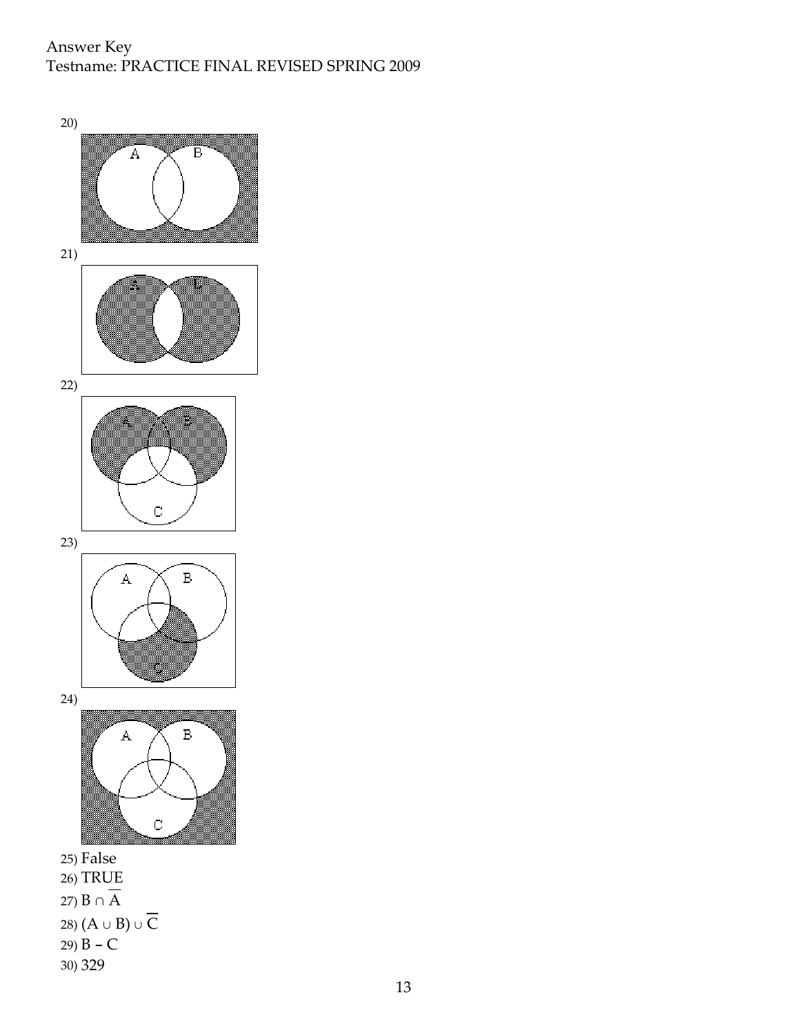Answer Key
Testname: PRACTICE FINAL REVISED SPRING 2009

20)

21)

22)

23)

24)

25) False

26) TRUE

27) $B \cap \overline{A}$

28) $(A \cup B) \cup \overline{C}$

29) $B - C$

30) 329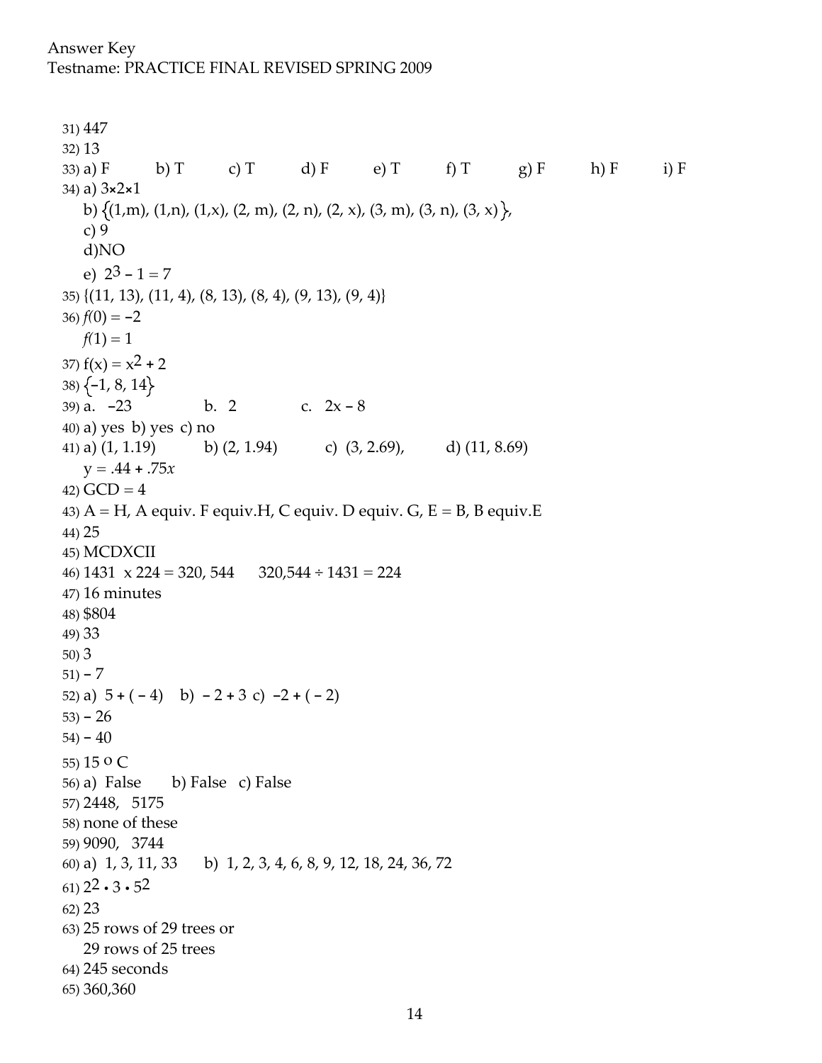31) 447

32) 13

33) a) F  b) T  c) T  d) F  e) T  f) T  g) F  h) F  i) F

34) a) $3 \times 2 \times 1$

b) $\{(1,m), (1,n), (1,x), (2, m), (2, n), (2, x), (3, m), (3, n), (3, x)\}$,

c) 9

d)NO

e) $2^3 - 1 = 7$

35) {(11, 13), (11, 4), (8, 13), (8, 4), (9, 13), (9, 4)}

36) $f(0) = -2$

$f(1) = 1$

37) $f(x) = x^2 + 2$

38) $\{-1, 8, 14\}$

39) a. $-23$  b. 2  c. $2x - 8$

40) a) yes b) yes c) no

41) a) (1, 1.19)  b) (2, 1.94)  c) (3, 2.69),  d) (11, 8.69)

$y = .44 + .75x$

42) GCD = 4

43) A = H, A equiv. F equiv.H, C equiv. D equiv. G, E = B, B equiv.E

44) 25

45) MCDXCII

46) 1431 x 224 = 320, 544  320,544 ÷ 1431 = 224

47) 16 minutes

48) $804

49) 33

50) 3

51) $-7$

52) a) $5 + (-4)$  b) $-2 + 3$ c) $-2 + (-2)$

53) $-26$

54) $-40$

55) $15\,^{\circ}C$

56) a) False  b) False  c) False

57) 2448,  5175

58) none of these

59) 9090,  3744

60) a) 1, 3, 11, 33  b) 1, 2, 3, 4, 6, 8, 9, 12, 18, 24, 36, 72

61) $2^2 \cdot 3 \cdot 5^2$

62) 23

63) 25 rows of 29 trees or

29 rows of 25 trees

64) 245 seconds

65) 360,360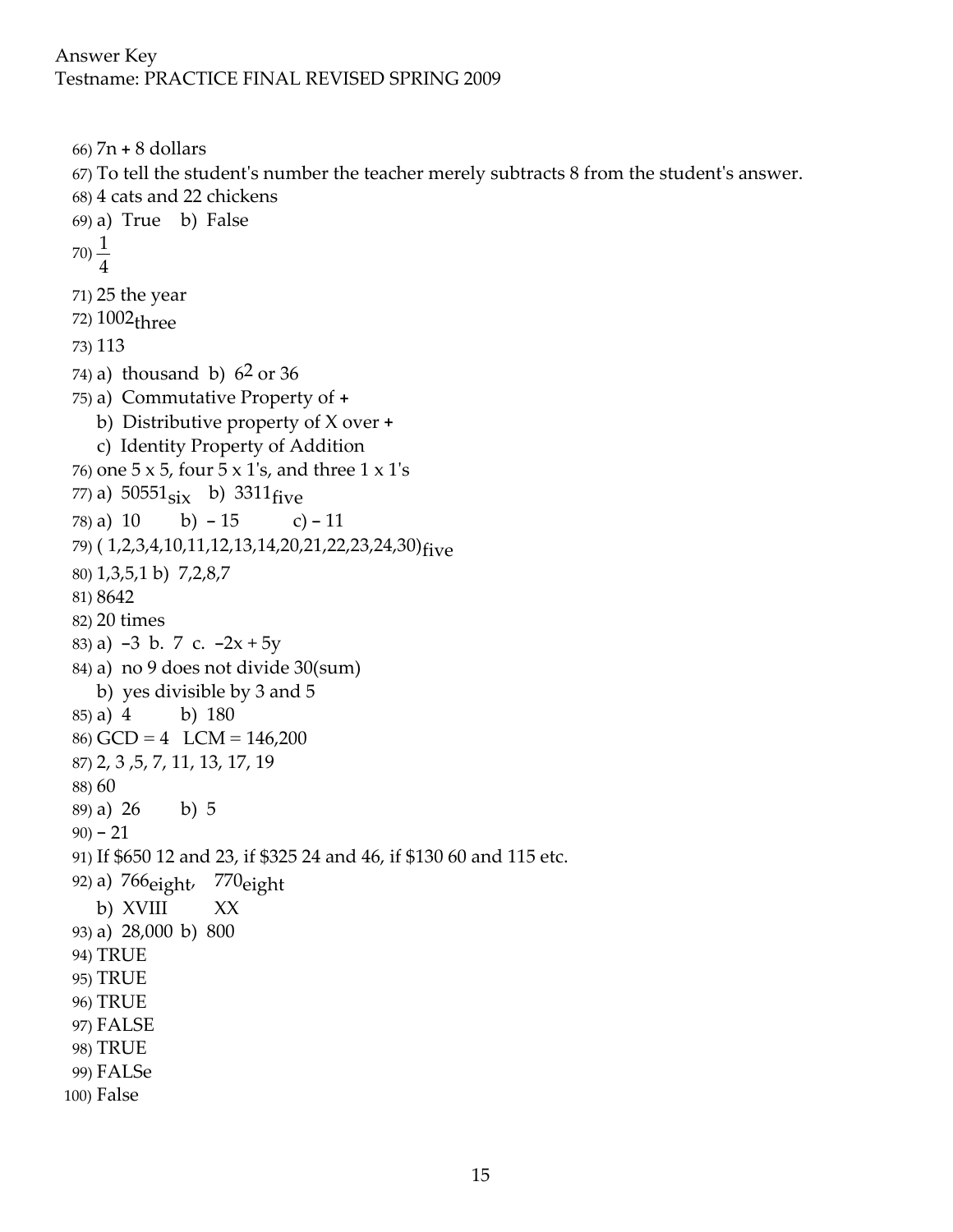Answer Key
Testname: PRACTICE FINAL REVISED SPRING 2009

66) 7n + 8 dollars

67) To tell the student's number the teacher merely subtracts 8 from the student's answer.

68) 4 cats and 22 chickens

69) a) True b) False

70) $\frac{1}{4}$

71) 25 the year

72) $1002_{\text{three}}$

73) 113

74) a) thousand b) $6^2$ or 36

75) a) Commutative Property of +
    b) Distributive property of X over +
    c) Identity Property of Addition

76) one 5 x 5, four 5 x 1's, and three 1 x 1's

77) a) $50551_{\text{six}}$ b) $3311_{\text{five}}$

78) a) 10 b) − 15 c) − 11

79) $(1,2,3,4,10,11,12,13,14,20,21,22,23,24,30)_{\text{five}}$

80) 1,3,5,1 b) 7,2,8,7

81) 8642

82) 20 times

83) a) −3 b. 7 c. $-2x + 5y$

84) a) no 9 does not divide 30(sum)
    b) yes divisible by 3 and 5

85) a) 4 b) 180

86) GCD = 4 LCM = 146,200

87) 2, 3 ,5, 7, 11, 13, 17, 19

88) 60

89) a) 26 b) 5

90) − 21

91) If $650 12 and 23, if $325 24 and 46, if $130 60 and 115 etc.

92) a) $766_{\text{eight}}$, $770_{\text{eight}}$
    b) XVIII XX

93) a) 28,000 b) 800

94) TRUE

95) TRUE

96) TRUE

97) FALSE

98) TRUE

99) FALSe

100) False